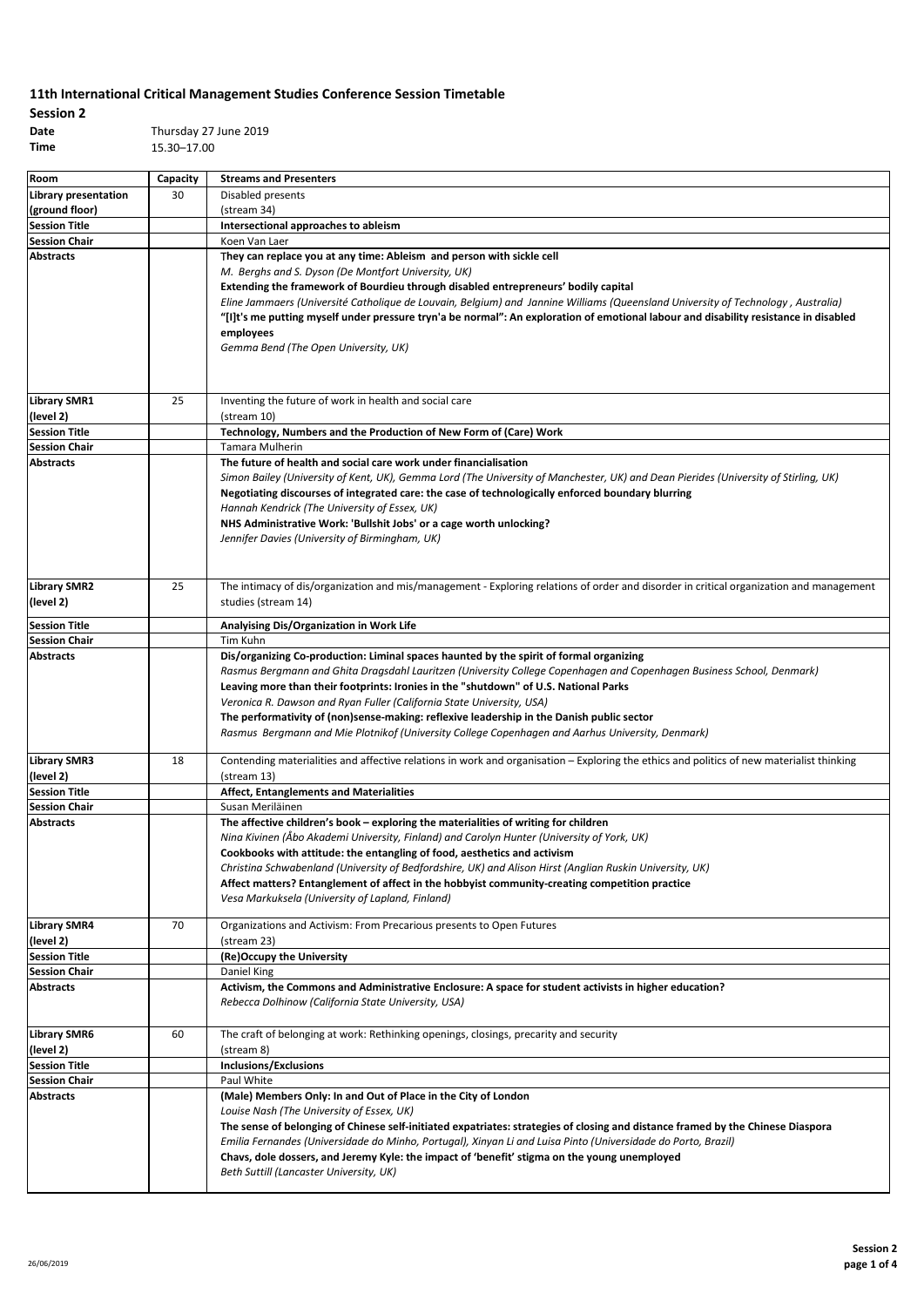# 11th International Critical Management Studies Conference Session Timetable

**Session 2**

**Date** Thursday 27 June 2019
**Time** 15.30–17.00

| Room | Capacity | Streams and Presenters |
|---|---|---|
| **Library presentation (ground floor)** | 30 | Disabled presents (stream 34) |
| **Session Title** | | **Intersectional approaches to ableism** |
| **Session Chair** | | Koen Van Laer |
| **Abstracts** | | **They can replace you at any time: Ableism and person with sickle cell** <br> *M. Berghs and S. Dyson (De Montfort University, UK)* <br> **Extending the framework of Bourdieu through disabled entrepreneurs' bodily capital** <br> *Eline Jammaers (Université Catholique de Louvain, Belgium) and Jannine Williams (Queensland University of Technology , Australia)* <br> **"[I]t's me putting myself under pressure tryn'a be normal": An exploration of emotional labour and disability resistance in disabled employees** <br> *Gemma Bend (The Open University, UK)* |
| **Library SMR1 (level 2)** | 25 | Inventing the future of work in health and social care (stream 10) |
| **Session Title** | | **Technology, Numbers and the Production of New Form of (Care) Work** |
| **Session Chair** | | Tamara Mulherin |
| **Abstracts** | | **The future of health and social care work under financialisation** <br> *Simon Bailey (University of Kent, UK), Gemma Lord (The University of Manchester, UK) and Dean Pierides (University of Stirling, UK)* <br> **Negotiating discourses of integrated care: the case of technologically enforced boundary blurring** <br> *Hannah Kendrick (The University of Essex, UK)* <br> **NHS Administrative Work: 'Bullshit Jobs' or a cage worth unlocking?** <br> *Jennifer Davies (University of Birmingham, UK)* |
| **Library SMR2 (level 2)** | 25 | The intimacy of dis/organization and mis/management - Exploring relations of order and disorder in critical organization and management studies (stream 14) |
| **Session Title** | | **Analyising Dis/Organization in Work Life** |
| **Session Chair** | | Tim Kuhn |
| **Abstracts** | | **Dis/organizing Co-production: Liminal spaces haunted by the spirit of formal organizing** <br> *Rasmus Bergmann and Ghita Dragsdahl Lauritzen (University College Copenhagen and Copenhagen Business School, Denmark)* <br> **Leaving more than their footprints: Ironies in the "shutdown" of U.S. National Parks** <br> *Veronica R. Dawson and Ryan Fuller (California State University, USA)* <br> **The performativity of (non)sense-making: reflexive leadership in the Danish public sector** <br> *Rasmus Bergmann and Mie Plotnikof (University College Copenhagen and Aarhus University, Denmark)* |
| **Library SMR3 (level 2)** | 18 | Contending materialities and affective relations in work and organisation – Exploring the ethics and politics of new materialist thinking (stream 13) |
| **Session Title** | | **Affect, Entanglements and Materialities** |
| **Session Chair** | | Susan Meriläinen |
| **Abstracts** | | **The affective children's book – exploring the materialities of writing for children** <br> *Nina Kivinen (Åbo Akademi University, Finland) and Carolyn Hunter (University of York, UK)* <br> **Cookbooks with attitude: the entangling of food, aesthetics and activism** <br> *Christina Schwabenland (University of Bedfordshire, UK) and Alison Hirst (Anglian Ruskin University, UK)* <br> **Affect matters? Entanglement of affect in the hobbyist community-creating competition practice** <br> *Vesa Markuksela (University of Lapland, Finland)* |
| **Library SMR4 (level 2)** | 70 | Organizations and Activism: From Precarious presents to Open Futures (stream 23) |
| **Session Title** | | **(Re)Occupy the University** |
| **Session Chair** | | Daniel King |
| **Abstracts** | | **Activism, the Commons and Administrative Enclosure: A space for student activists in higher education?** <br> *Rebecca Dolhinow (California State University, USA)* |
| **Library SMR6 (level 2)** | 60 | The craft of belonging at work: Rethinking openings, closings, precarity and security (stream 8) |
| **Session Title** | | **Inclusions/Exclusions** |
| **Session Chair** | | Paul White |
| **Abstracts** | | **(Male) Members Only: In and Out of Place in the City of London** <br> *Louise Nash (The University of Essex, UK)* <br> **The sense of belonging of Chinese self-initiated expatriates: strategies of closing and distance framed by the Chinese Diaspora** <br> *Emilia Fernandes (Universidade do Minho, Portugal), Xinyan Li and Luisa Pinto (Universidade do Porto, Brazil)* <br> **Chavs, dole dossers, and Jeremy Kyle: the impact of 'benefit' stigma on the young unemployed** <br> *Beth Suttill (Lancaster University, UK)* |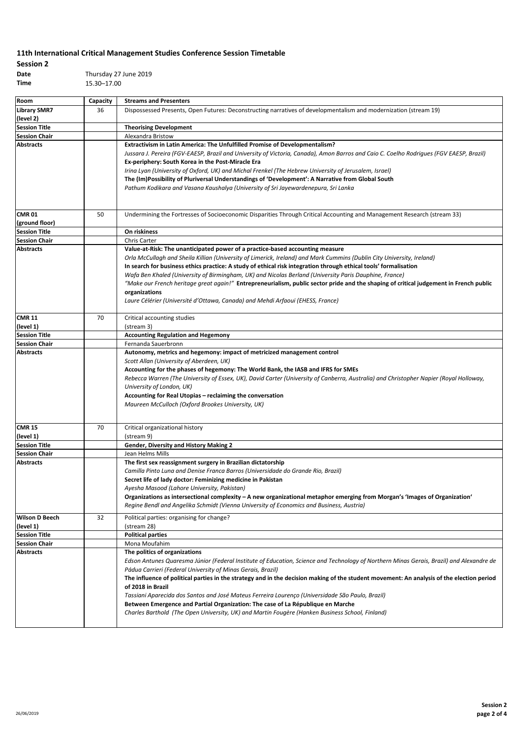# 11th International Critical Management Studies Conference Session Timetable

**Session 2**

**Date** Thursday 27 June 2019

**Time** 15.30–17.00

| Room | Capacity | Streams and Presenters |
|---|---|---|
| **Library SMR7 (level 2)** | 36 | Dispossessed Presents, Open Futures: Deconstructing narratives of developmentalism and modernization (stream 19) |
| **Session Title** | | **Theorising Development** |
| **Session Chair** | | Alexandra Bristow |
| **Abstracts** | | **Extractivism in Latin America: The Unfulfilled Promise of Developmentalism?**<br>*Jussara J. Pereira (FGV-EAESP, Brazil and University of Victoria, Canada), Amon Barros and Caio C. Coelho Rodrigues (FGV EAESP, Brazil)*<br>**Ex-periphery: South Korea in the Post-Miracle Era**<br>*Irina Lyan (University of Oxford, UK) and Michal Frenkel (The Hebrew University of Jerusalem, Israel)*<br>**The (Im)Possibility of Pluriversal Understandings of 'Development': A Narrative from Global South**<br>*Pathum Kodikara and Vasana Kaushalya (University of Sri Jayewardenepura, Sri Lanka* |
| **CMR 01 (ground floor)** | 50 | Undermining the Fortresses of Socioeconomic Disparities Through Critical Accounting and Management Research (stream 33) |
| **Session Title** | | **On riskiness** |
| **Session Chair** | | Chris Carter |
| **Abstracts** | | **Value-at-Risk: The unanticipated power of a practice-based accounting measure**<br>*Orla McCullagh and Sheila Killian (University of Limerick, Ireland) and Mark Cummins (Dublin City University, Ireland)*<br>**In search for business ethics practice: A study of ethical risk integration through ethical tools' formalisation**<br>*Wafa Ben Khaled (University of Birmingham, UK) and Nicolas Berland (University Paris Dauphine, France)*<br>*"Make our French heritage great again!"* **Entrepreneurialism, public sector pride and the shaping of critical judgement in French public organizations**<br>*Laure Célérier (Université d'Ottawa, Canada) and Mehdi Arfaoui (EHESS, France)* |
| **CMR 11 (level 1)** | 70 | Critical accounting studies (stream 3) |
| **Session Title** | | **Accounting Regulation and Hegemony** |
| **Session Chair** | | Fernanda Sauerbronn |
| **Abstracts** | | **Autonomy, metrics and hegemony: impact of metricized management control**<br>*Scott Allan (University of Aberdeen, UK)*<br>**Accounting for the phases of hegemony: The World Bank, the IASB and IFRS for SMEs**<br>*Rebecca Warren (The University of Essex, UK), David Carter (University of Canberra, Australia) and Christopher Napier (Royal Holloway, University of London, UK)*<br>**Accounting for Real Utopias – reclaiming the conversation**<br>*Maureen McCulloch (Oxford Brookes University, UK)* |
| **CMR 15 (level 1)** | 70 | Critical organizational history (stream 9) |
| **Session Title** | | **Gender, Diversity and History Making 2** |
| **Session Chair** | | Jean Helms Mills |
| **Abstracts** | | **The first sex reassignment surgery in Brazilian dictatorship**<br>*Camilla Pinto Luna and Denise Franca Barros (Universidade do Grande Rio, Brazil)*<br>**Secret life of lady doctor: Feminizing medicine in Pakistan**<br>*Ayesha Masood (Lahore University, Pakistan)*<br>**Organizations as intersectional complexity – A new organizational metaphor emerging from Morgan's 'Images of Organization'**<br>*Regine Bendl and Angelika Schmidt (Vienna University of Economics and Business, Austria)* |
| **Wilson D Beech (level 1)** | 32 | Political parties: organising for change? (stream 28) |
| **Session Title** | | **Political parties** |
| **Session Chair** | | Mona Moufahim |
| **Abstracts** | | **The politics of organizations**<br>*Edson Antunes Quaresma Júnior (Federal Institute of Education, Science and Technology of Northern Minas Gerais, Brazil) and Alexandre de Pádua Carrieri (Federal University of Minas Gerais, Brazil)*<br>**The influence of political parties in the strategy and in the decision making of the student movement: An analysis of the election period of 2018 in Brazil**<br>*Tassiani Aparecida dos Santos and José Mateus Ferreira Lourenço (Universidade São Paulo, Brazil)*<br>**Between Emergence and Partial Organization: The case of La République en Marche**<br>*Charles Barthold (The Open University, UK) and Martin Fougère (Hanken Business School, Finland)* |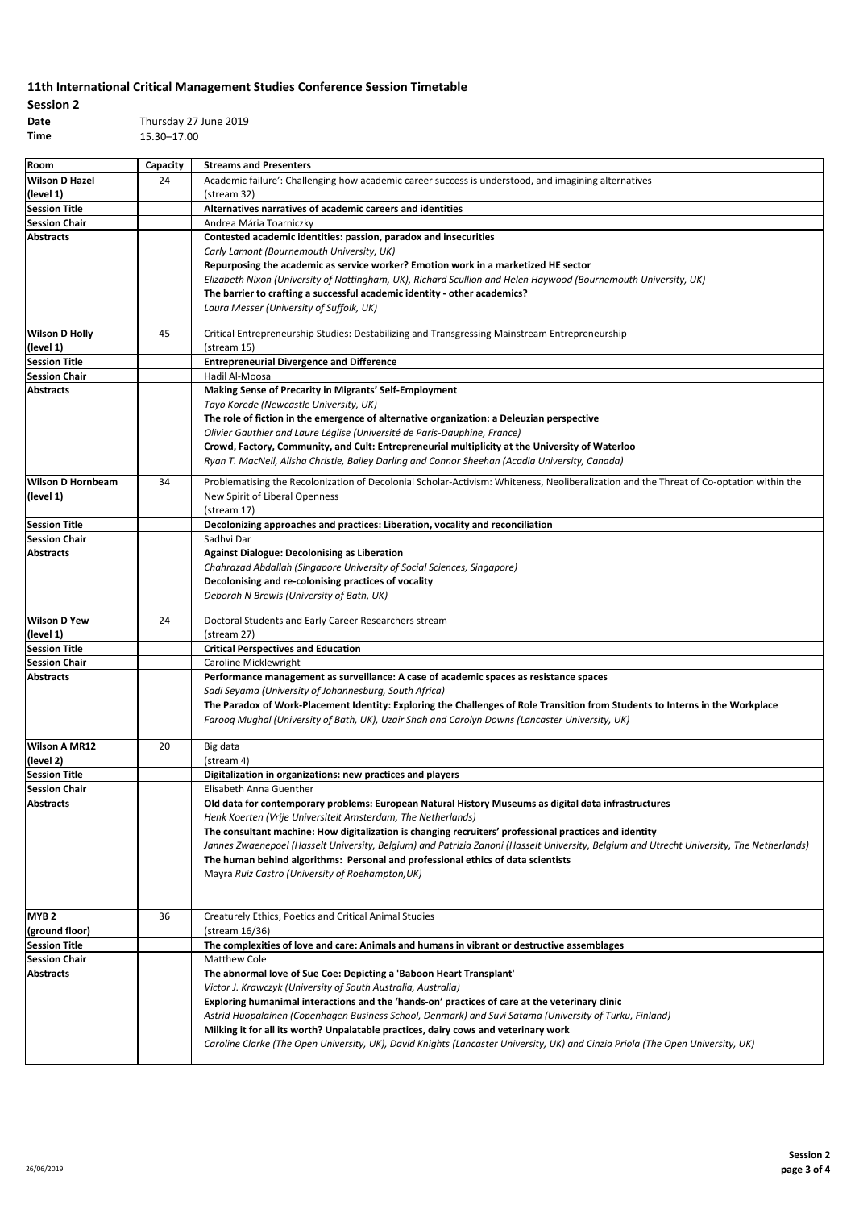## 11th International Critical Management Studies Conference Session Timetable

**Session 2**

**Date** Thursday 27 June 2019
**Time** 15.30–17.00

| Room | Capacity | Streams and Presenters |
|---|---|---|
| **Wilson D Hazel (level 1)** | 24 | Academic failure': Challenging how academic career success is understood, and imagining alternatives (stream 32) |
| **Session Title** | | **Alternatives narratives of academic careers and identities** |
| **Session Chair** | | Andrea Mária Toarniczky |
| **Abstracts** | | **Contested academic identities: passion, paradox and insecurities**<br>*Carly Lamont (Bournemouth University, UK)*<br>**Repurposing the academic as service worker? Emotion work in a marketized HE sector**<br>*Elizabeth Nixon (University of Nottingham, UK), Richard Scullion and Helen Haywood (Bournemouth University, UK)*<br>**The barrier to crafting a successful academic identity - other academics?**<br>*Laura Messer (University of Suffolk, UK)* |
| **Wilson D Holly (level 1)** | 45 | Critical Entrepreneurship Studies: Destabilizing and Transgressing Mainstream Entrepreneurship (stream 15) |
| **Session Title** | | **Entrepreneurial Divergence and Difference** |
| **Session Chair** | | Hadil Al-Moosa |
| **Abstracts** | | **Making Sense of Precarity in Migrants' Self-Employment**<br>*Tayo Korede (Newcastle University, UK)*<br>**The role of fiction in the emergence of alternative organization: a Deleuzian perspective**<br>*Olivier Gauthier and Laure Léglise (Université de Paris-Dauphine, France)*<br>**Crowd, Factory, Community, and Cult: Entrepreneurial multiplicity at the University of Waterloo**<br>*Ryan T. MacNeil, Alisha Christie, Bailey Darling and Connor Sheehan (Acadia University, Canada)* |
| **Wilson D Hornbeam (level 1)** | 34 | Problematising the Recolonization of Decolonial Scholar-Activism: Whiteness, Neoliberalization and the Threat of Co-optation within the New Spirit of Liberal Openness (stream 17) |
| **Session Title** | | **Decolonizing approaches and practices: Liberation, vocality and reconciliation** |
| **Session Chair** | | Sadhvi Dar |
| **Abstracts** | | **Against Dialogue: Decolonising as Liberation**<br>*Chahrazad Abdallah (Singapore University of Social Sciences, Singapore)*<br>**Decolonising and re-colonising practices of vocality**<br>*Deborah N Brewis (University of Bath, UK)* |
| **Wilson D Yew (level 1)** | 24 | Doctoral Students and Early Career Researchers stream (stream 27) |
| **Session Title** | | **Critical Perspectives and Education** |
| **Session Chair** | | Caroline Micklewright |
| **Abstracts** | | **Performance management as surveillance: A case of academic spaces as resistance spaces**<br>*Sadi Seyama (University of Johannesburg, South Africa)*<br>**The Paradox of Work-Placement Identity: Exploring the Challenges of Role Transition from Students to Interns in the Workplace**<br>*Farooq Mughal (University of Bath, UK), Uzair Shah and Carolyn Downs (Lancaster University, UK)* |
| **Wilson A MR12 (level 2)** | 20 | Big data (stream 4) |
| **Session Title** | | **Digitalization in organizations: new practices and players** |
| **Session Chair** | | Elisabeth Anna Guenther |
| **Abstracts** | | **Old data for contemporary problems: European Natural History Museums as digital data infrastructures**<br>*Henk Koerten (Vrije Universiteit Amsterdam, The Netherlands)*<br>**The consultant machine: How digitalization is changing recruiters' professional practices and identity**<br>*Jannes Zwaenepoel (Hasselt University, Belgium) and Patrizia Zanoni (Hasselt University, Belgium and Utrecht University, The Netherlands)*<br>**The human behind algorithms: Personal and professional ethics of data scientists**<br>Mayra *Ruiz Castro (University of Roehampton,UK)* |
| **MYB 2 (ground floor)** | 36 | Creaturely Ethics, Poetics and Critical Animal Studies (stream 16/36) |
| **Session Title** | | **The complexities of love and care: Animals and humans in vibrant or destructive assemblages** |
| **Session Chair** | | Matthew Cole |
| **Abstracts** | | **The abnormal love of Sue Coe: Depicting a 'Baboon Heart Transplant'**<br>*Victor J. Krawczyk (University of South Australia, Australia)*<br>**Exploring humanimal interactions and the 'hands-on' practices of care at the veterinary clinic**<br>*Astrid Huopalainen (Copenhagen Business School, Denmark) and Suvi Satama (University of Turku, Finland)*<br>**Milking it for all its worth? Unpalatable practices, dairy cows and veterinary work**<br>*Caroline Clarke (The Open University, UK), David Knights (Lancaster University, UK) and Cinzia Priola (The Open University, UK)* |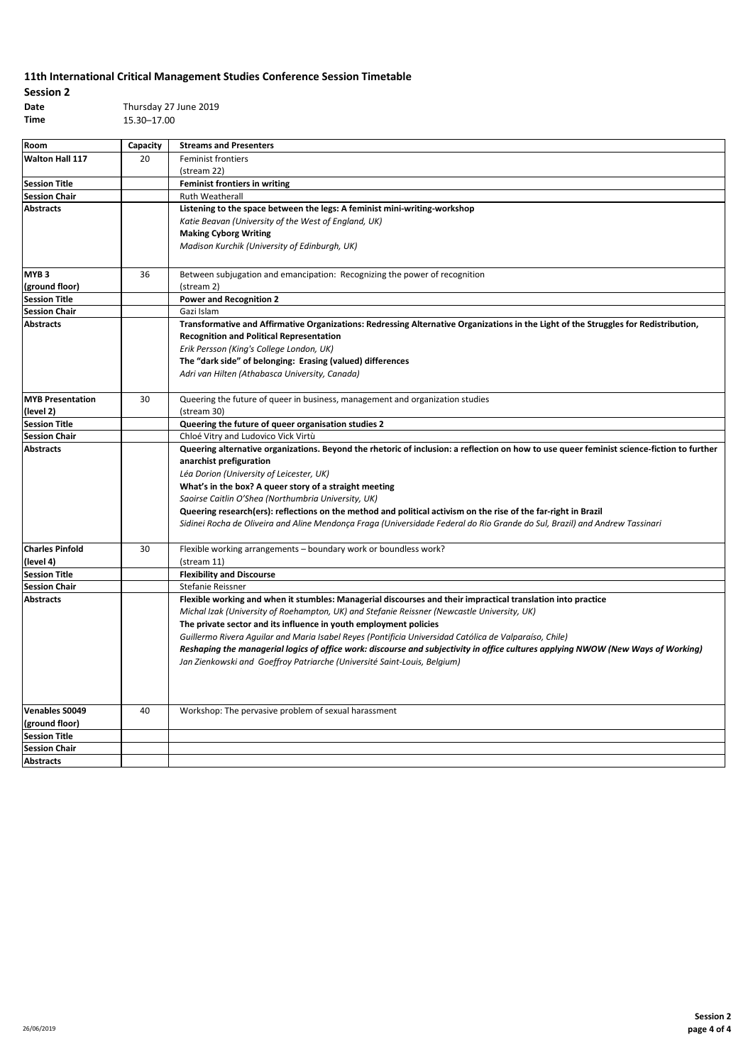## 11th International Critical Management Studies Conference Session Timetable

**Session 2**

**Date** Thursday 27 June 2019

**Time** 15.30–17.00

| Room | Capacity | Streams and Presenters |
|---|---|---|
| **Walton Hall 117** | 20 | Feminist frontiers (stream 22) |
| **Session Title** | | **Feminist frontiers in writing** |
| **Session Chair** | | Ruth Weatherall |
| **Abstracts** | | **Listening to the space between the legs: A feminist mini-writing-workshop** *Katie Beavan (University of the West of England, UK)* **Making Cyborg Writing** *Madison Kurchik (University of Edinburgh, UK)* |
| **MYB 3 (ground floor)** | 36 | Between subjugation and emancipation: Recognizing the power of recognition (stream 2) |
| **Session Title** | | **Power and Recognition 2** |
| **Session Chair** | | Gazi Islam |
| **Abstracts** | | **Transformative and Affirmative Organizations: Redressing Alternative Organizations in the Light of the Struggles for Redistribution, Recognition and Political Representation** *Erik Persson (King's College London, UK)* **The "dark side" of belonging: Erasing (valued) differences** *Adri van Hilten (Athabasca University, Canada)* |
| **MYB Presentation (level 2)** | 30 | Queering the future of queer in business, management and organization studies (stream 30) |
| **Session Title** | | **Queering the future of queer organisation studies 2** |
| **Session Chair** | | Chloé Vitry and Ludovico Vick Virtù |
| **Abstracts** | | **Queering alternative organizations. Beyond the rhetoric of inclusion: a reflection on how to use queer feminist science-fiction to further anarchist prefiguration** *Léa Dorion (University of Leicester, UK)* **What's in the box? A queer story of a straight meeting** *Saoirse Caitlin O'Shea (Northumbria University, UK)* **Queering research(ers): reflections on the method and political activism on the rise of the far-right in Brazil** *Sidinei Rocha de Oliveira and Aline Mendonça Fraga (Universidade Federal do Rio Grande do Sul, Brazil) and Andrew Tassinari* |
| **Charles Pinfold (level 4)** | 30 | Flexible working arrangements – boundary work or boundless work? (stream 11) |
| **Session Title** | | **Flexibility and Discourse** |
| **Session Chair** | | Stefanie Reissner |
| **Abstracts** | | **Flexible working and when it stumbles: Managerial discourses and their impractical translation into practice** *Michal Izak (University of Roehampton, UK) and Stefanie Reissner (Newcastle University, UK)* **The private sector and its influence in youth employment policies** *Guillermo Rivera Aguilar and Maria Isabel Reyes (Pontificia Universidad Católica de Valparaíso, Chile)* ***Reshaping the managerial logics of office work: discourse and subjectivity in office cultures applying NWOW (New Ways of Working)*** *Jan Zienkowski and Goeffroy Patriarche (Université Saint-Louis, Belgium)* |
| **Venables S0049 (ground floor)** | 40 | Workshop: The pervasive problem of sexual harassment |
| **Session Title** | | |
| **Session Chair** | | |
| **Abstracts** | | |

26/06/2019